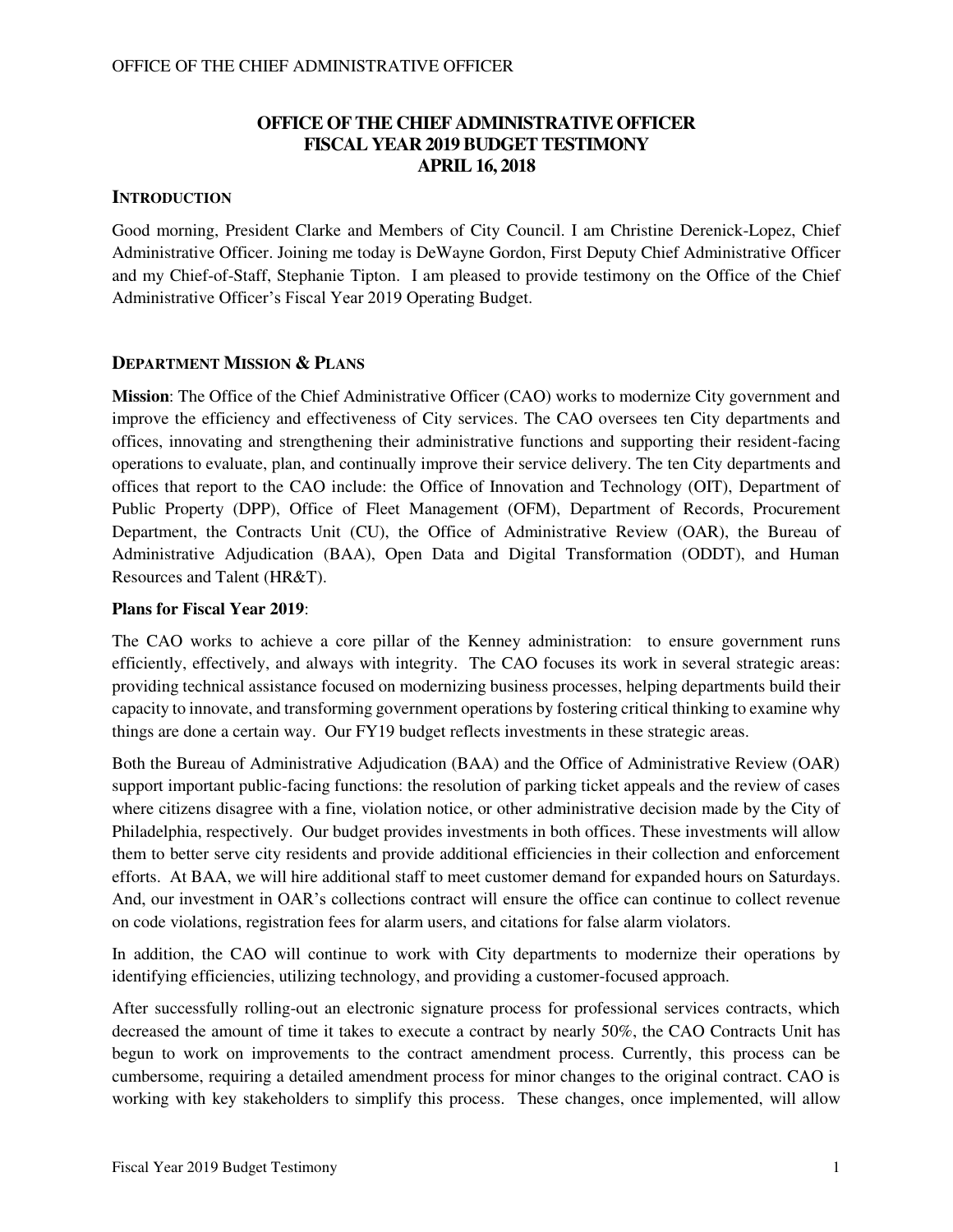**OFFICE OF THE CHIEF ADMINISTRATIVE OFFICER**
**FISCAL YEAR 2019 BUDGET TESTIMONY**
**APRIL 16, 2018**

## INTRODUCTION

Good morning, President Clarke and Members of City Council. I am Christine Derenick-Lopez, Chief Administrative Officer. Joining me today is DeWayne Gordon, First Deputy Chief Administrative Officer and my Chief-of-Staff, Stephanie Tipton. I am pleased to provide testimony on the Office of the Chief Administrative Officer's Fiscal Year 2019 Operating Budget.

## DEPARTMENT MISSION & PLANS

**Mission**: The Office of the Chief Administrative Officer (CAO) works to modernize City government and improve the efficiency and effectiveness of City services. The CAO oversees ten City departments and offices, innovating and strengthening their administrative functions and supporting their resident-facing operations to evaluate, plan, and continually improve their service delivery. The ten City departments and offices that report to the CAO include: the Office of Innovation and Technology (OIT), Department of Public Property (DPP), Office of Fleet Management (OFM), Department of Records, Procurement Department, the Contracts Unit (CU), the Office of Administrative Review (OAR), the Bureau of Administrative Adjudication (BAA), Open Data and Digital Transformation (ODDT), and Human Resources and Talent (HR&T).

**Plans for Fiscal Year 2019**:

The CAO works to achieve a core pillar of the Kenney administration: to ensure government runs efficiently, effectively, and always with integrity. The CAO focuses its work in several strategic areas: providing technical assistance focused on modernizing business processes, helping departments build their capacity to innovate, and transforming government operations by fostering critical thinking to examine why things are done a certain way. Our FY19 budget reflects investments in these strategic areas.

Both the Bureau of Administrative Adjudication (BAA) and the Office of Administrative Review (OAR) support important public-facing functions: the resolution of parking ticket appeals and the review of cases where citizens disagree with a fine, violation notice, or other administrative decision made by the City of Philadelphia, respectively. Our budget provides investments in both offices. These investments will allow them to better serve city residents and provide additional efficiencies in their collection and enforcement efforts. At BAA, we will hire additional staff to meet customer demand for expanded hours on Saturdays. And, our investment in OAR's collections contract will ensure the office can continue to collect revenue on code violations, registration fees for alarm users, and citations for false alarm violators.

In addition, the CAO will continue to work with City departments to modernize their operations by identifying efficiencies, utilizing technology, and providing a customer-focused approach.

After successfully rolling-out an electronic signature process for professional services contracts, which decreased the amount of time it takes to execute a contract by nearly 50%, the CAO Contracts Unit has begun to work on improvements to the contract amendment process. Currently, this process can be cumbersome, requiring a detailed amendment process for minor changes to the original contract. CAO is working with key stakeholders to simplify this process. These changes, once implemented, will allow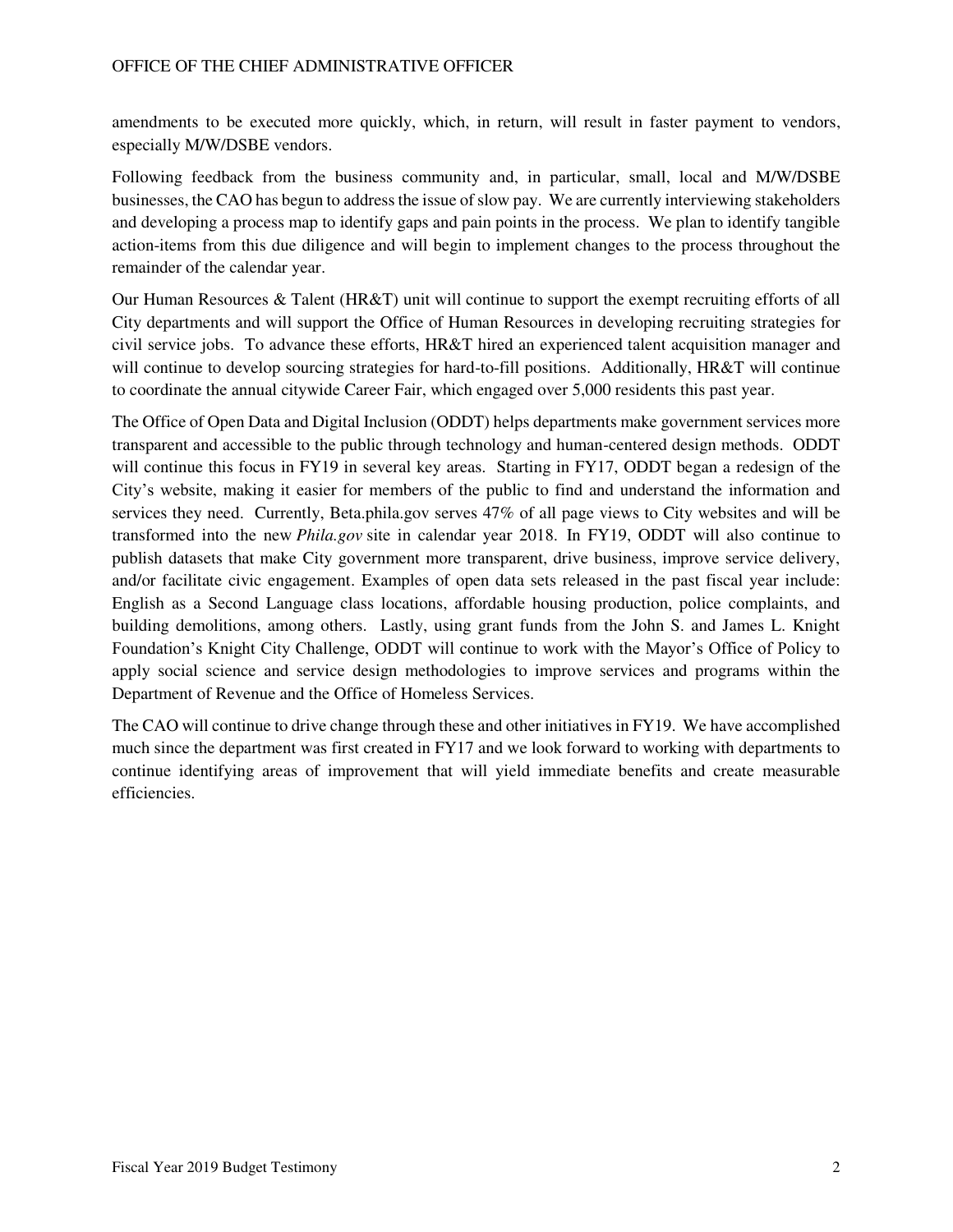amendments to be executed more quickly, which, in return, will result in faster payment to vendors, especially M/W/DSBE vendors.

Following feedback from the business community and, in particular, small, local and M/W/DSBE businesses, the CAO has begun to address the issue of slow pay. We are currently interviewing stakeholders and developing a process map to identify gaps and pain points in the process. We plan to identify tangible action-items from this due diligence and will begin to implement changes to the process throughout the remainder of the calendar year.

Our Human Resources & Talent (HR&T) unit will continue to support the exempt recruiting efforts of all City departments and will support the Office of Human Resources in developing recruiting strategies for civil service jobs. To advance these efforts, HR&T hired an experienced talent acquisition manager and will continue to develop sourcing strategies for hard-to-fill positions. Additionally, HR&T will continue to coordinate the annual citywide Career Fair, which engaged over 5,000 residents this past year.

The Office of Open Data and Digital Inclusion (ODDT) helps departments make government services more transparent and accessible to the public through technology and human-centered design methods. ODDT will continue this focus in FY19 in several key areas. Starting in FY17, ODDT began a redesign of the City's website, making it easier for members of the public to find and understand the information and services they need. Currently, Beta.phila.gov serves 47% of all page views to City websites and will be transformed into the new *Phila.gov* site in calendar year 2018. In FY19, ODDT will also continue to publish datasets that make City government more transparent, drive business, improve service delivery, and/or facilitate civic engagement. Examples of open data sets released in the past fiscal year include: English as a Second Language class locations, affordable housing production, police complaints, and building demolitions, among others. Lastly, using grant funds from the John S. and James L. Knight Foundation's Knight City Challenge, ODDT will continue to work with the Mayor's Office of Policy to apply social science and service design methodologies to improve services and programs within the Department of Revenue and the Office of Homeless Services.

The CAO will continue to drive change through these and other initiatives in FY19. We have accomplished much since the department was first created in FY17 and we look forward to working with departments to continue identifying areas of improvement that will yield immediate benefits and create measurable efficiencies.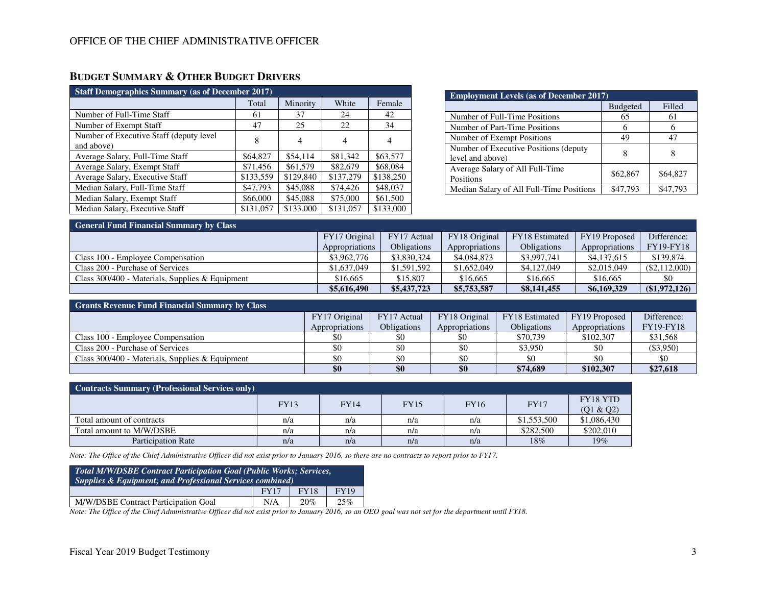# OFFICE OF THE CHIEF ADMINISTRATIVE OFFICER

## BUDGET SUMMARY & OTHER BUDGET DRIVERS

| Staff Demographics Summary (as of December 2017) | | | | |
|---|---|---|---|---|
| | Total | Minority | White | Female |
| Number of Full-Time Staff | 61 | 37 | 24 | 42 |
| Number of Exempt Staff | 47 | 25 | 22 | 34 |
| Number of Executive Staff (deputy level and above) | 8 | 4 | 4 | 4 |
| Average Salary, Full-Time Staff | $64,827 | $54,114 | $81,342 | $63,577 |
| Average Salary, Exempt Staff | $71,456 | $61,579 | $82,679 | $68,084 |
| Average Salary, Executive Staff | $133,559 | $129,840 | $137,279 | $138,250 |
| Median Salary, Full-Time Staff | $47,793 | $45,088 | $74,426 | $48,037 |
| Median Salary, Exempt Staff | $66,000 | $45,088 | $75,000 | $61,500 |
| Median Salary, Executive Staff | $131,057 | $133,000 | $131,057 | $133,000 |

| Employment Levels (as of December 2017) | | |
|---|---|---|
| | Budgeted | Filled |
| Number of Full-Time Positions | 65 | 61 |
| Number of Part-Time Positions | 6 | 6 |
| Number of Exempt Positions | 49 | 47 |
| Number of Executive Positions (deputy level and above) | 8 | 8 |
| Average Salary of All Full-Time Positions | $62,867 | $64,827 |
| Median Salary of All Full-Time Positions | $47,793 | $47,793 |

| General Fund Financial Summary by Class | | | | | | |
|---|---|---|---|---|---|---|
| | FY17 Original Appropriations | FY17 Actual Obligations | FY18 Original Appropriations | FY18 Estimated Obligations | FY19 Proposed Appropriations | Difference: FY19-FY18 |
| Class 100 - Employee Compensation | $3,962,776 | $3,830,324 | $4,084,873 | $3,997,741 | $4,137,615 | $139,874 |
| Class 200 - Purchase of Services | $1,637,049 | $1,591,592 | $1,652,049 | $4,127,049 | $2,015,049 | ($2,112,000) |
| Class 300/400 - Materials, Supplies & Equipment | $16,665 | $15,807 | $16,665 | $16,665 | $16,665 | $0 |
| | **$5,616,490** | **$5,437,723** | **$5,753,587** | **$8,141,455** | **$6,169,329** | **($1,972,126)** |

| Grants Revenue Fund Financial Summary by Class | | | | | | |
|---|---|---|---|---|---|---|
| | FY17 Original Appropriations | FY17 Actual Obligations | FY18 Original Appropriations | FY18 Estimated Obligations | FY19 Proposed Appropriations | Difference: FY19-FY18 |
| Class 100 - Employee Compensation | $0 | $0 | $0 | $70,739 | $102,307 | $31,568 |
| Class 200 - Purchase of Services | $0 | $0 | $0 | $3,950 | $0 | ($3,950) |
| Class 300/400 - Materials, Supplies & Equipment | $0 | $0 | $0 | $0 | $0 | $0 |
| | **$0** | **$0** | **$0** | **$74,689** | **$102,307** | **$27,618** |

| Contracts Summary (Professional Services only) | | | | | | |
|---|---|---|---|---|---|---|
| | FY13 | FY14 | FY15 | FY16 | FY17 | FY18 YTD (Q1 & Q2) |
| Total amount of contracts | n/a | n/a | n/a | n/a | $1,553,500 | $1,086,430 |
| Total amount to M/W/DSBE | n/a | n/a | n/a | n/a | $282,500 | $202,010 |
| Participation Rate | n/a | n/a | n/a | n/a | 18% | 19% |

*Note: The Office of the Chief Administrative Officer did not exist prior to January 2016, so there are no contracts to report prior to FY17.*

| *Total M/W/DSBE Contract Participation Goal (Public Works; Services, Supplies & Equipment; and Professional Services combined)* | | | |
|---|---|---|---|
| | FY17 | FY18 | FY19 |
| M/W/DSBE Contract Participation Goal | N/A | 20% | 25% |

*Note: The Office of the Chief Administrative Officer did not exist prior to January 2016, so an OEO goal was not set for the department until FY18.*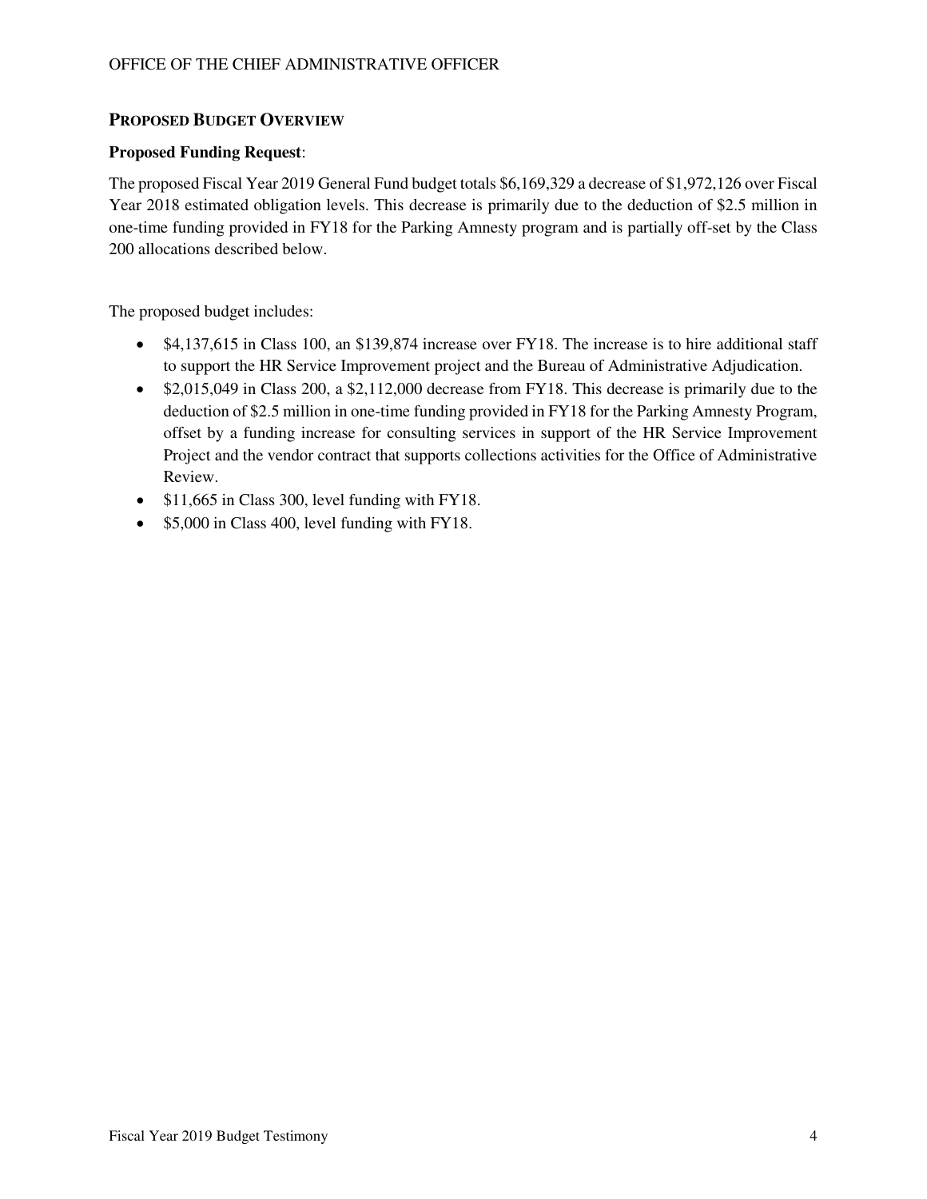## PROPOSED BUDGET OVERVIEW

**Proposed Funding Request**:

The proposed Fiscal Year 2019 General Fund budget totals $6,169,329 a decrease of $1,972,126 over Fiscal Year 2018 estimated obligation levels. This decrease is primarily due to the deduction of $2.5 million in one-time funding provided in FY18 for the Parking Amnesty program and is partially off-set by the Class 200 allocations described below.

The proposed budget includes:

- $4,137,615 in Class 100, an $139,874 increase over FY18. The increase is to hire additional staff to support the HR Service Improvement project and the Bureau of Administrative Adjudication.
- $2,015,049 in Class 200, a $2,112,000 decrease from FY18. This decrease is primarily due to the deduction of $2.5 million in one-time funding provided in FY18 for the Parking Amnesty Program, offset by a funding increase for consulting services in support of the HR Service Improvement Project and the vendor contract that supports collections activities for the Office of Administrative Review.
- $11,665 in Class 300, level funding with FY18.
- $5,000 in Class 400, level funding with FY18.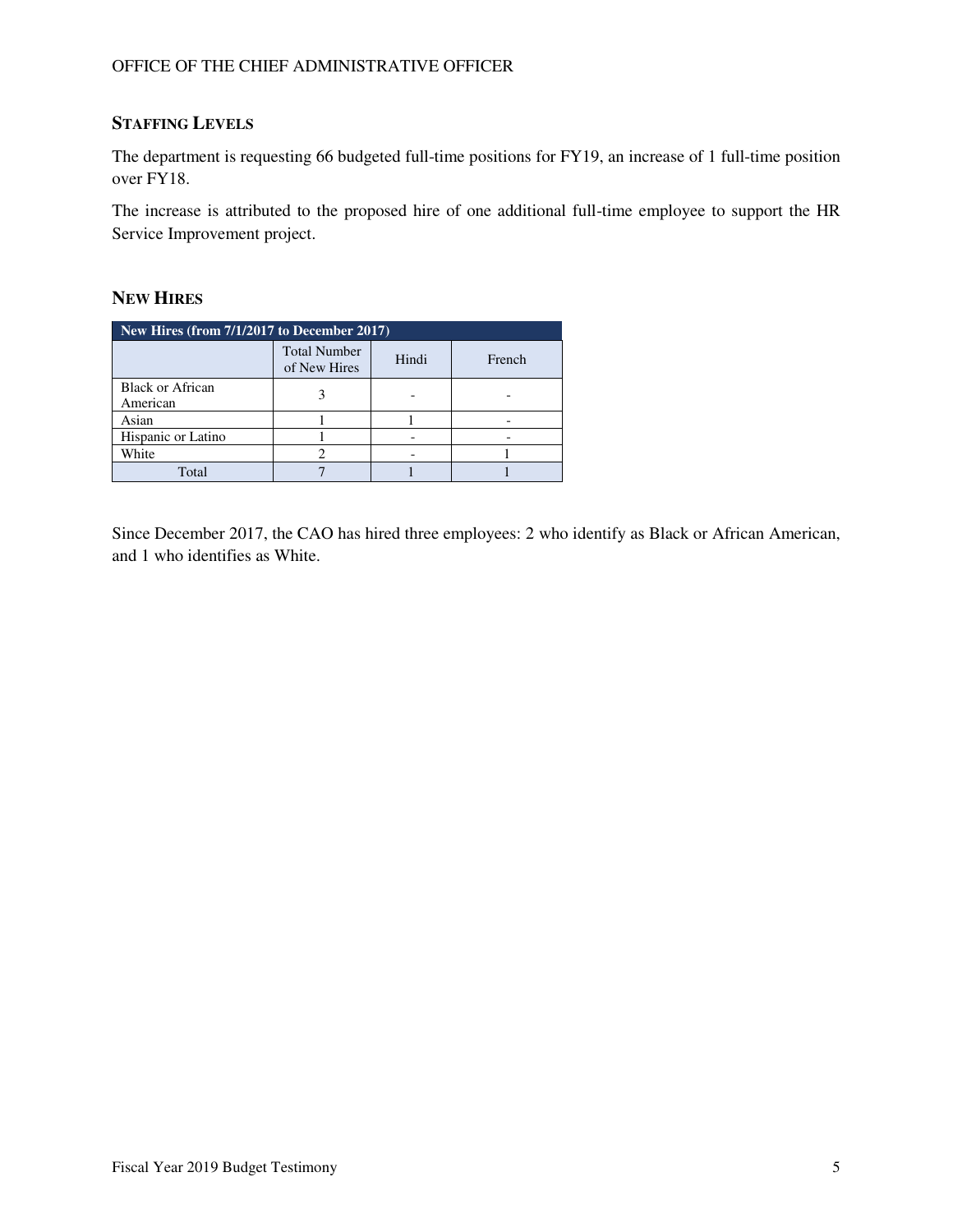## STAFFING LEVELS

The department is requesting 66 budgeted full-time positions for FY19, an increase of 1 full-time position over FY18.

The increase is attributed to the proposed hire of one additional full-time employee to support the HR Service Improvement project.

## NEW HIRES

| New Hires (from 7/1/2017 to December 2017) | | | |
|---|---|---|---|
| | Total Number of New Hires | Hindi | French |
| Black or African American | 3 | - | - |
| Asian | 1 | 1 | - |
| Hispanic or Latino | 1 | - | - |
| White | 2 | - | 1 |
| Total | 7 | 1 | 1 |

Since December 2017, the CAO has hired three employees: 2 who identify as Black or African American, and 1 who identifies as White.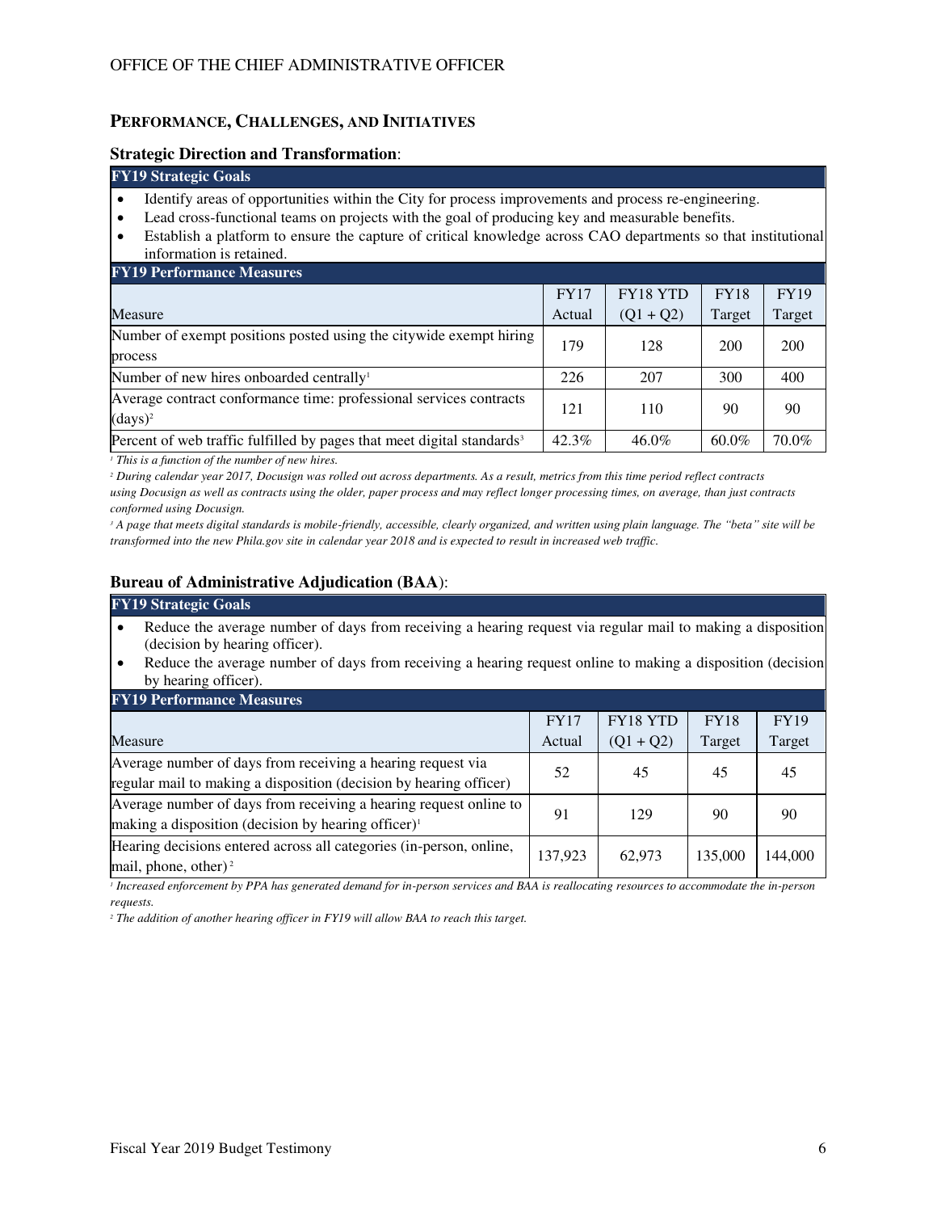## PERFORMANCE, CHALLENGES, AND INITIATIVES

### Strategic Direction and Transformation:

**FY19 Strategic Goals**

- Identify areas of opportunities within the City for process improvements and process re-engineering.
- Lead cross-functional teams on projects with the goal of producing key and measurable benefits.
- Establish a platform to ensure the capture of critical knowledge across CAO departments so that institutional information is retained.

**FY19 Performance Measures**

| Measure | FY17 Actual | FY18 YTD (Q1 + Q2) | FY18 Target | FY19 Target |
|---|---|---|---|---|
| Number of exempt positions posted using the citywide exempt hiring process | 179 | 128 | 200 | 200 |
| Number of new hires onboarded centrally[1] | 226 | 207 | 300 | 400 |
| Average contract conformance time: professional services contracts (days)[2] | 121 | 110 | 90 | 90 |
| Percent of web traffic fulfilled by pages that meet digital standards[3] | 42.3% | 46.0% | 60.0% | 70.0% |

*[1] This is a function of the number of new hires.*

*[2] During calendar year 2017, Docusign was rolled out across departments. As a result, metrics from this time period reflect contracts using Docusign as well as contracts using the older, paper process and may reflect longer processing times, on average, than just contracts conformed using Docusign.*

*[3] A page that meets digital standards is mobile-friendly, accessible, clearly organized, and written using plain language. The "beta" site will be transformed into the new Phila.gov site in calendar year 2018 and is expected to result in increased web traffic.*

### Bureau of Administrative Adjudication (BAA):

**FY19 Strategic Goals**

- Reduce the average number of days from receiving a hearing request via regular mail to making a disposition (decision by hearing officer).
- Reduce the average number of days from receiving a hearing request online to making a disposition (decision by hearing officer).

**FY19 Performance Measures**

| Measure | FY17 Actual | FY18 YTD (Q1 + Q2) | FY18 Target | FY19 Target |
|---|---|---|---|---|
| Average number of days from receiving a hearing request via regular mail to making a disposition (decision by hearing officer) | 52 | 45 | 45 | 45 |
| Average number of days from receiving a hearing request online to making a disposition (decision by hearing officer)[1] | 91 | 129 | 90 | 90 |
| Hearing decisions entered across all categories (in-person, online, mail, phone, other)[2] | 137,923 | 62,973 | 135,000 | 144,000 |

*[1] Increased enforcement by PPA has generated demand for in-person services and BAA is reallocating resources to accommodate the in-person requests.*

*[2] The addition of another hearing officer in FY19 will allow BAA to reach this target.*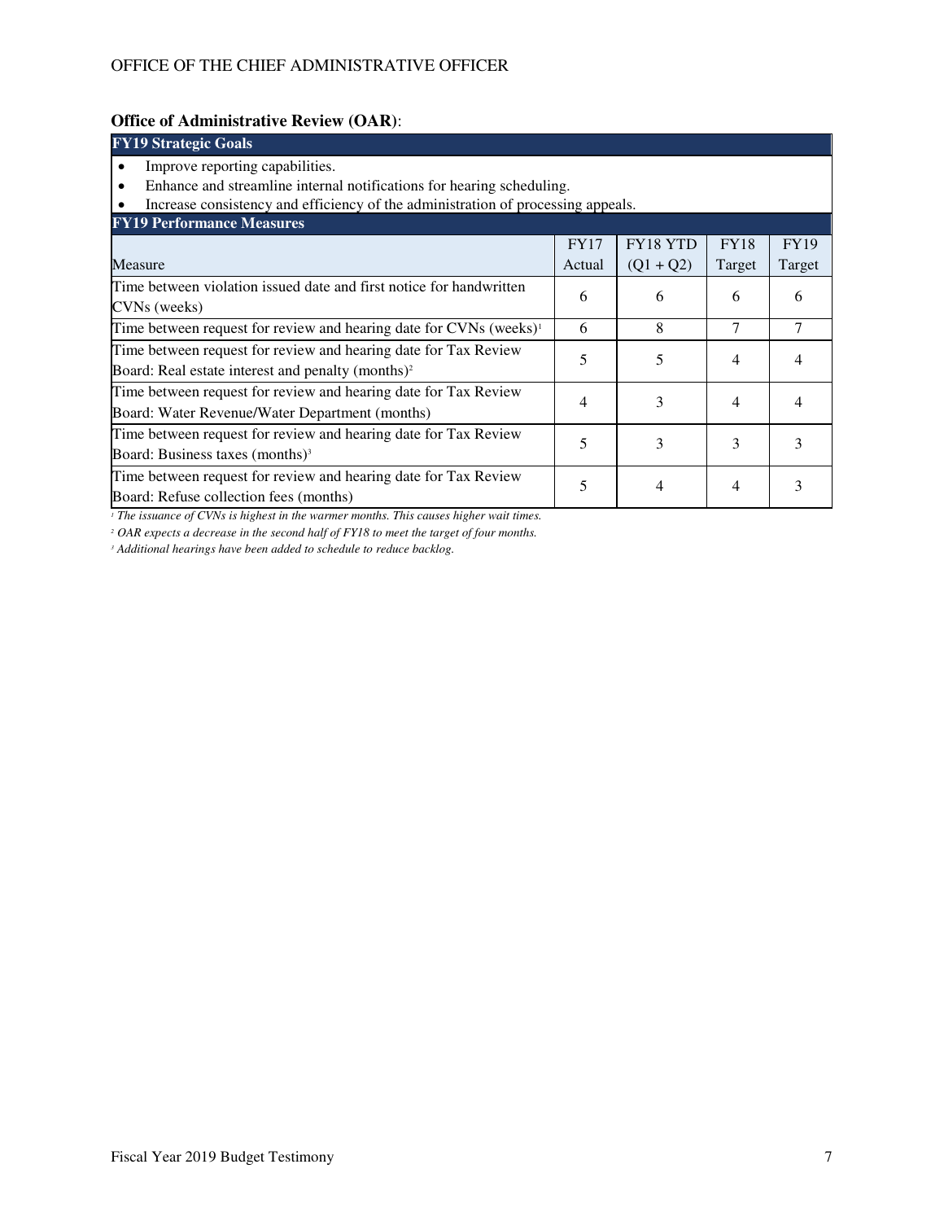**Office of Administrative Review (OAR)**:

| **FY19 Strategic Goals** |
|---|
| • Improve reporting capabilities.<br>• Enhance and streamline internal notifications for hearing scheduling.<br>• Increase consistency and efficiency of the administration of processing appeals. |

**FY19 Performance Measures**

| Measure | FY17 Actual | FY18 YTD (Q1 + Q2) | FY18 Target | FY19 Target |
|---|---|---|---|---|
| Time between violation issued date and first notice for handwritten CVNs (weeks) | 6 | 6 | 6 | 6 |
| Time between request for review and hearing date for CVNs (weeks)[1] | 6 | 8 | 7 | 7 |
| Time between request for review and hearing date for Tax Review Board: Real estate interest and penalty (months)[2] | 5 | 5 | 4 | 4 |
| Time between request for review and hearing date for Tax Review Board: Water Revenue/Water Department (months) | 4 | 3 | 4 | 4 |
| Time between request for review and hearing date for Tax Review Board: Business taxes (months)[3] | 5 | 3 | 3 | 3 |
| Time between request for review and hearing date for Tax Review Board: Refuse collection fees (months) | 5 | 4 | 4 | 3 |

*[1] The issuance of CVNs is highest in the warmer months. This causes higher wait times.*

*[2] OAR expects a decrease in the second half of FY18 to meet the target of four months.*

*[3] Additional hearings have been added to schedule to reduce backlog.*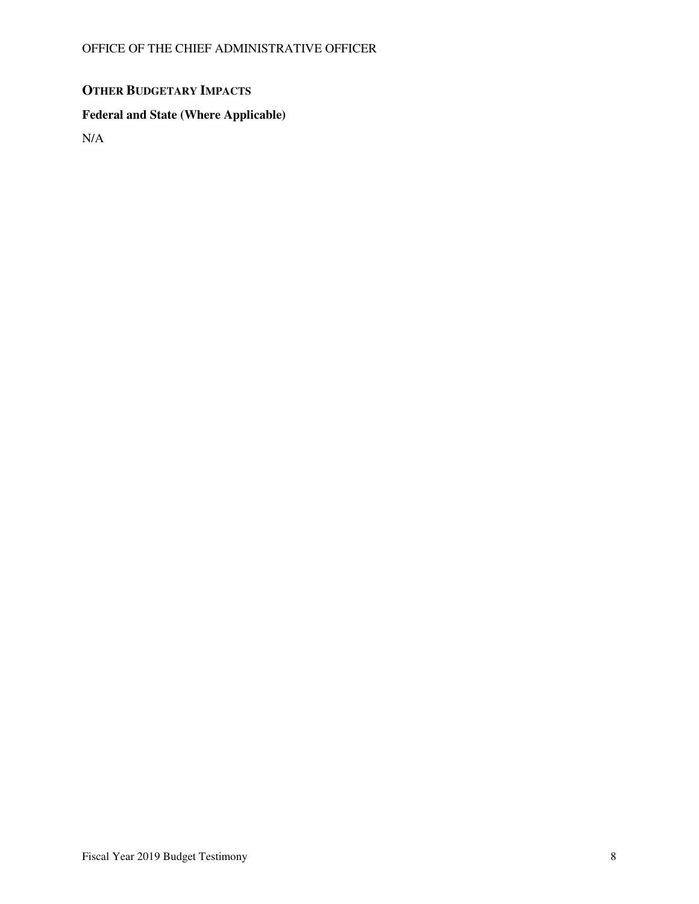## OTHER BUDGETARY IMPACTS

### Federal and State (Where Applicable)

N/A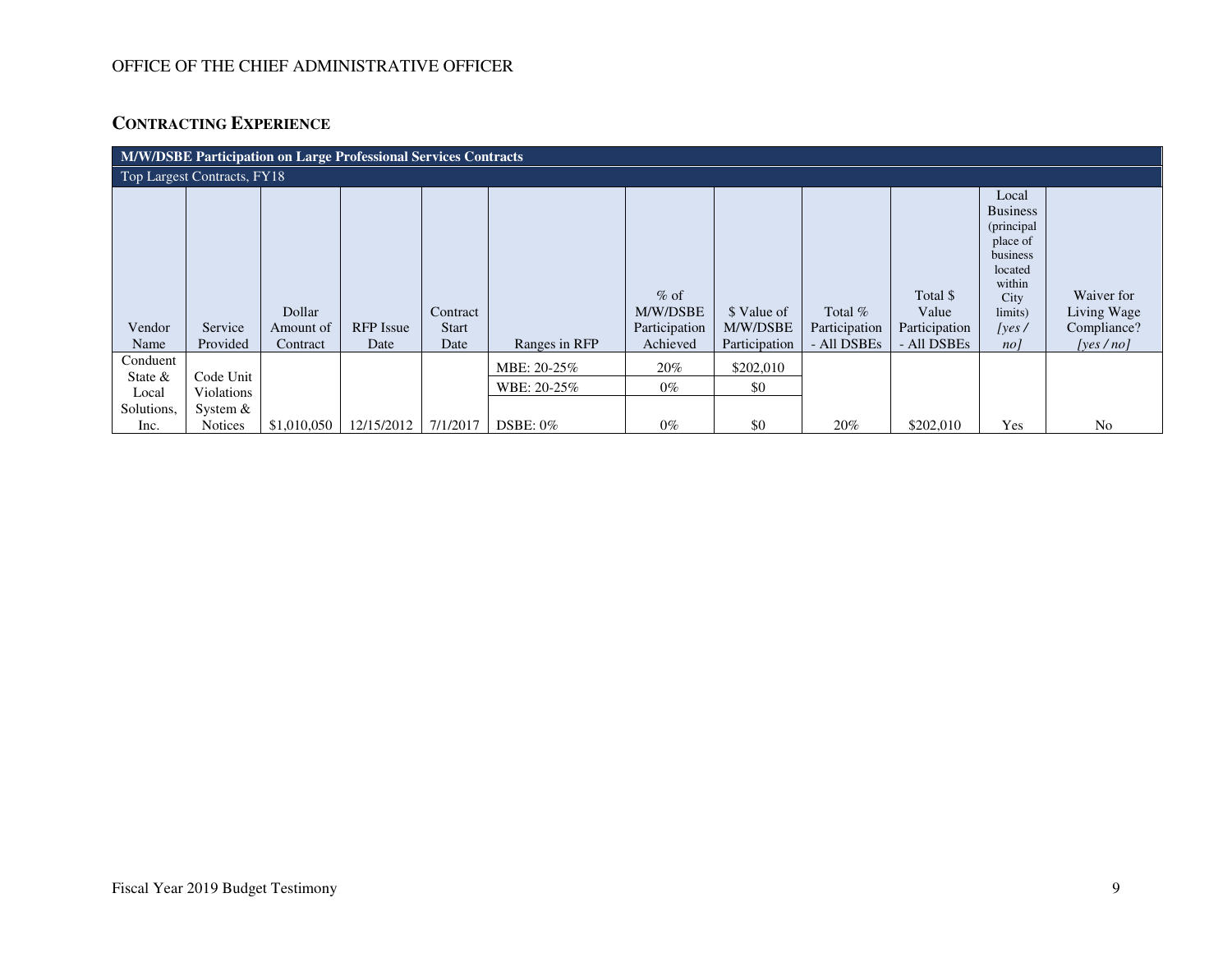OFFICE OF THE CHIEF ADMINISTRATIVE OFFICER

## CONTRACTING EXPERIENCE

| M/W/DSBE Participation on Large Professional Services Contracts | | | | | | | | | | | |
|---|---|---|---|---|---|---|---|---|---|---|---|
| Top Largest Contracts, FY18 | | | | | | | | | | | |
| Vendor Name | Service Provided | Dollar Amount of Contract | RFP Issue Date | Contract Start Date | Ranges in RFP | % of M/W/DSBE Participation Achieved | $ Value of M/W/DSBE Participation | Total % Participation - All DSBEs | Total $ Value Participation - All DSBEs | Local Business (principal place of business located within City limits) *[yes / no]* | Waiver for Living Wage Compliance? *[yes / no]* |
| Conduent State & Local Solutions, Inc. | Code Unit Violations System & Notices | $1,010,050 | 12/15/2012 | 7/1/2017 | MBE: 20-25% | 20% | $202,010 | 20% | $202,010 | Yes | No |
| | | | | | WBE: 20-25% | 0% | $0 | | | | |
| | | | | | DSBE: 0% | 0% | $0 | | | | |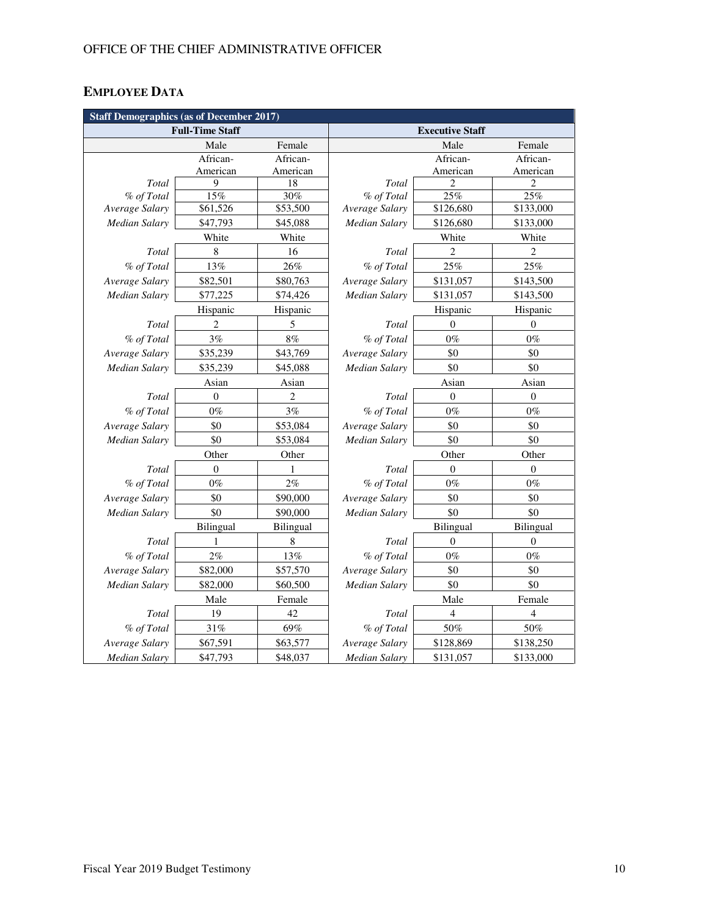## EMPLOYEE DATA

| Staff Demographics (as of December 2017) | | | | | |
|---|---|---|---|---|---|
| **Full-Time Staff** | | | **Executive Staff** | | |
| | Male | Female | | Male | Female |
| | African-American | African-American | | African-American | African-American |
| *Total* | 9 | 18 | *Total* | 2 | 2 |
| *% of Total* | 15% | 30% | *% of Total* | 25% | 25% |
| *Average Salary* | $61,526 | $53,500 | *Average Salary* | $126,680 | $133,000 |
| *Median Salary* | $47,793 | $45,088 | *Median Salary* | $126,680 | $133,000 |
| | White | White | | White | White |
| *Total* | 8 | 16 | *Total* | 2 | 2 |
| *% of Total* | 13% | 26% | *% of Total* | 25% | 25% |
| *Average Salary* | $82,501 | $80,763 | *Average Salary* | $131,057 | $143,500 |
| *Median Salary* | $77,225 | $74,426 | *Median Salary* | $131,057 | $143,500 |
| | Hispanic | Hispanic | | Hispanic | Hispanic |
| *Total* | 2 | 5 | *Total* | 0 | 0 |
| *% of Total* | 3% | 8% | *% of Total* | 0% | 0% |
| *Average Salary* | $35,239 | $43,769 | *Average Salary* | $0 | $0 |
| *Median Salary* | $35,239 | $45,088 | *Median Salary* | $0 | $0 |
| | Asian | Asian | | Asian | Asian |
| *Total* | 0 | 2 | *Total* | 0 | 0 |
| *% of Total* | 0% | 3% | *% of Total* | 0% | 0% |
| *Average Salary* | $0 | $53,084 | *Average Salary* | $0 | $0 |
| *Median Salary* | $0 | $53,084 | *Median Salary* | $0 | $0 |
| | Other | Other | | Other | Other |
| *Total* | 0 | 1 | *Total* | 0 | 0 |
| *% of Total* | 0% | 2% | *% of Total* | 0% | 0% |
| *Average Salary* | $0 | $90,000 | *Average Salary* | $0 | $0 |
| *Median Salary* | $0 | $90,000 | *Median Salary* | $0 | $0 |
| | Bilingual | Bilingual | | Bilingual | Bilingual |
| *Total* | 1 | 8 | *Total* | 0 | 0 |
| *% of Total* | 2% | 13% | *% of Total* | 0% | 0% |
| *Average Salary* | $82,000 | $57,570 | *Average Salary* | $0 | $0 |
| *Median Salary* | $82,000 | $60,500 | *Median Salary* | $0 | $0 |
| | Male | Female | | Male | Female |
| *Total* | 19 | 42 | *Total* | 4 | 4 |
| *% of Total* | 31% | 69% | *% of Total* | 50% | 50% |
| *Average Salary* | $67,591 | $63,577 | *Average Salary* | $128,869 | $138,250 |
| *Median Salary* | $47,793 | $48,037 | *Median Salary* | $131,057 | $133,000 |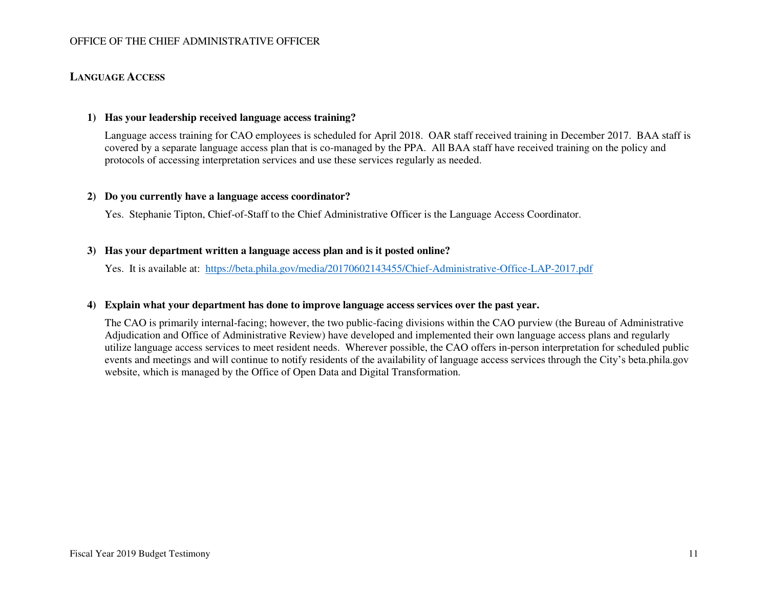## Language Access

**1) Has your leadership received language access training?**

Language access training for CAO employees is scheduled for April 2018. OAR staff received training in December 2017. BAA staff is covered by a separate language access plan that is co-managed by the PPA. All BAA staff have received training on the policy and protocols of accessing interpretation services and use these services regularly as needed.

**2) Do you currently have a language access coordinator?**

Yes. Stephanie Tipton, Chief-of-Staff to the Chief Administrative Officer is the Language Access Coordinator.

**3) Has your department written a language access plan and is it posted online?**

Yes. It is available at: https://beta.phila.gov/media/20170602143455/Chief-Administrative-Office-LAP-2017.pdf

**4) Explain what your department has done to improve language access services over the past year.**

The CAO is primarily internal-facing; however, the two public-facing divisions within the CAO purview (the Bureau of Administrative Adjudication and Office of Administrative Review) have developed and implemented their own language access plans and regularly utilize language access services to meet resident needs. Wherever possible, the CAO offers in-person interpretation for scheduled public events and meetings and will continue to notify residents of the availability of language access services through the City's beta.phila.gov website, which is managed by the Office of Open Data and Digital Transformation.